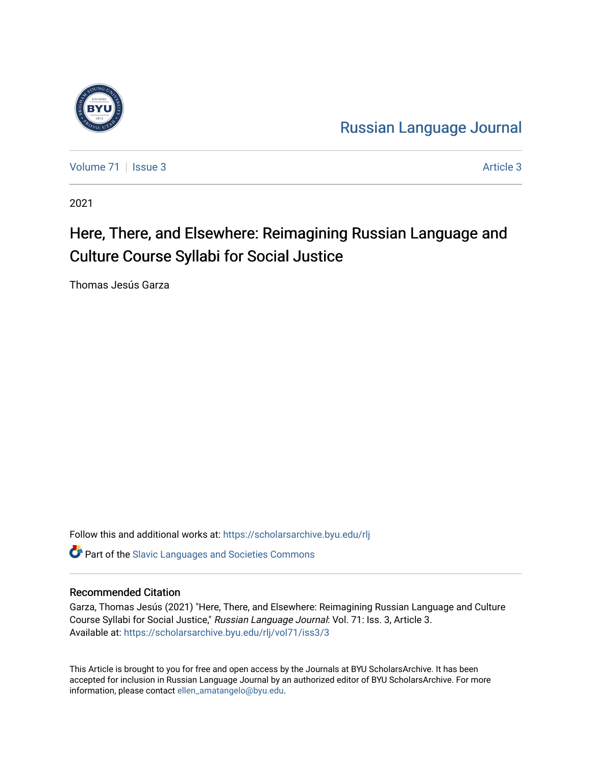Russian Language Journal

Volume 71 | Issue 3 — Article 3

2021

# Here, There, and Elsewhere: Reimagining Russian Language and Culture Course Syllabi for Social Justice

Thomas Jesús Garza

Follow this and additional works at: https://scholarsarchive.byu.edu/rlj

Part of the Slavic Languages and Societies Commons

## Recommended Citation

Garza, Thomas Jesús (2021) "Here, There, and Elsewhere: Reimagining Russian Language and Culture Course Syllabi for Social Justice," *Russian Language Journal*: Vol. 71: Iss. 3, Article 3.
Available at: https://scholarsarchive.byu.edu/rlj/vol71/iss3/3

This Article is brought to you for free and open access by the Journals at BYU ScholarsArchive. It has been accepted for inclusion in Russian Language Journal by an authorized editor of BYU ScholarsArchive. For more information, please contact ellen_amatangelo@byu.edu.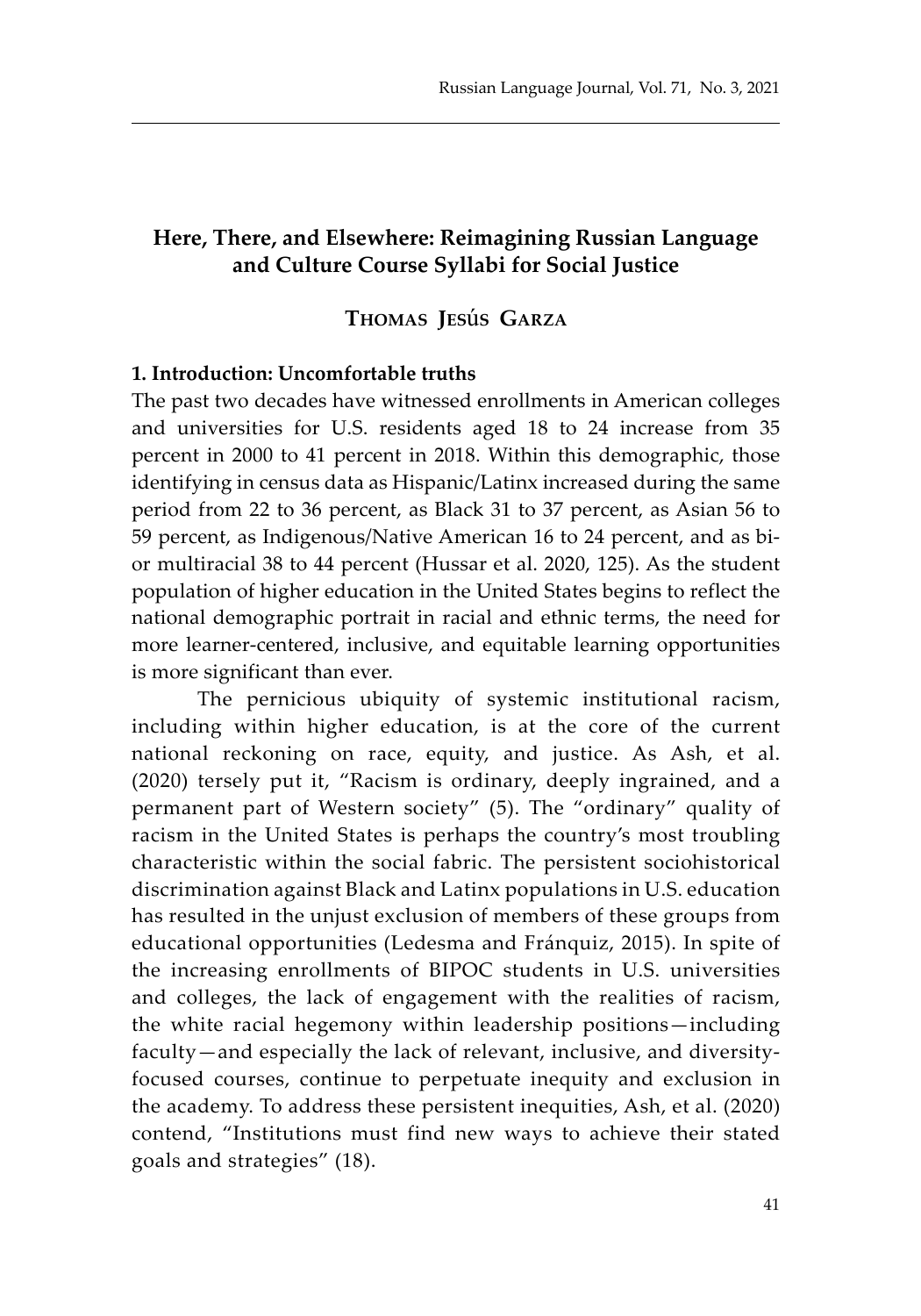# Here, There, and Elsewhere: Reimagining Russian Language and Culture Course Syllabi for Social Justice

**Thomas Jesús Garza**

## 1. Introduction: Uncomfortable truths

The past two decades have witnessed enrollments in American colleges and universities for U.S. residents aged 18 to 24 increase from 35 percent in 2000 to 41 percent in 2018. Within this demographic, those identifying in census data as Hispanic/Latinx increased during the same period from 22 to 36 percent, as Black 31 to 37 percent, as Asian 56 to 59 percent, as Indigenous/Native American 16 to 24 percent, and as bi- or multiracial 38 to 44 percent (Hussar et al. 2020, 125). As the student population of higher education in the United States begins to reflect the national demographic portrait in racial and ethnic terms, the need for more learner-centered, inclusive, and equitable learning opportunities is more significant than ever.

The pernicious ubiquity of systemic institutional racism, including within higher education, is at the core of the current national reckoning on race, equity, and justice. As Ash, et al. (2020) tersely put it, "Racism is ordinary, deeply ingrained, and a permanent part of Western society" (5). The "ordinary" quality of racism in the United States is perhaps the country's most troubling characteristic within the social fabric. The persistent sociohistorical discrimination against Black and Latinx populations in U.S. education has resulted in the unjust exclusion of members of these groups from educational opportunities (Ledesma and Fránquiz, 2015). In spite of the increasing enrollments of BIPOC students in U.S. universities and colleges, the lack of engagement with the realities of racism, the white racial hegemony within leadership positions—including faculty—and especially the lack of relevant, inclusive, and diversity-focused courses, continue to perpetuate inequity and exclusion in the academy. To address these persistent inequities, Ash, et al. (2020) contend, "Institutions must find new ways to achieve their stated goals and strategies" (18).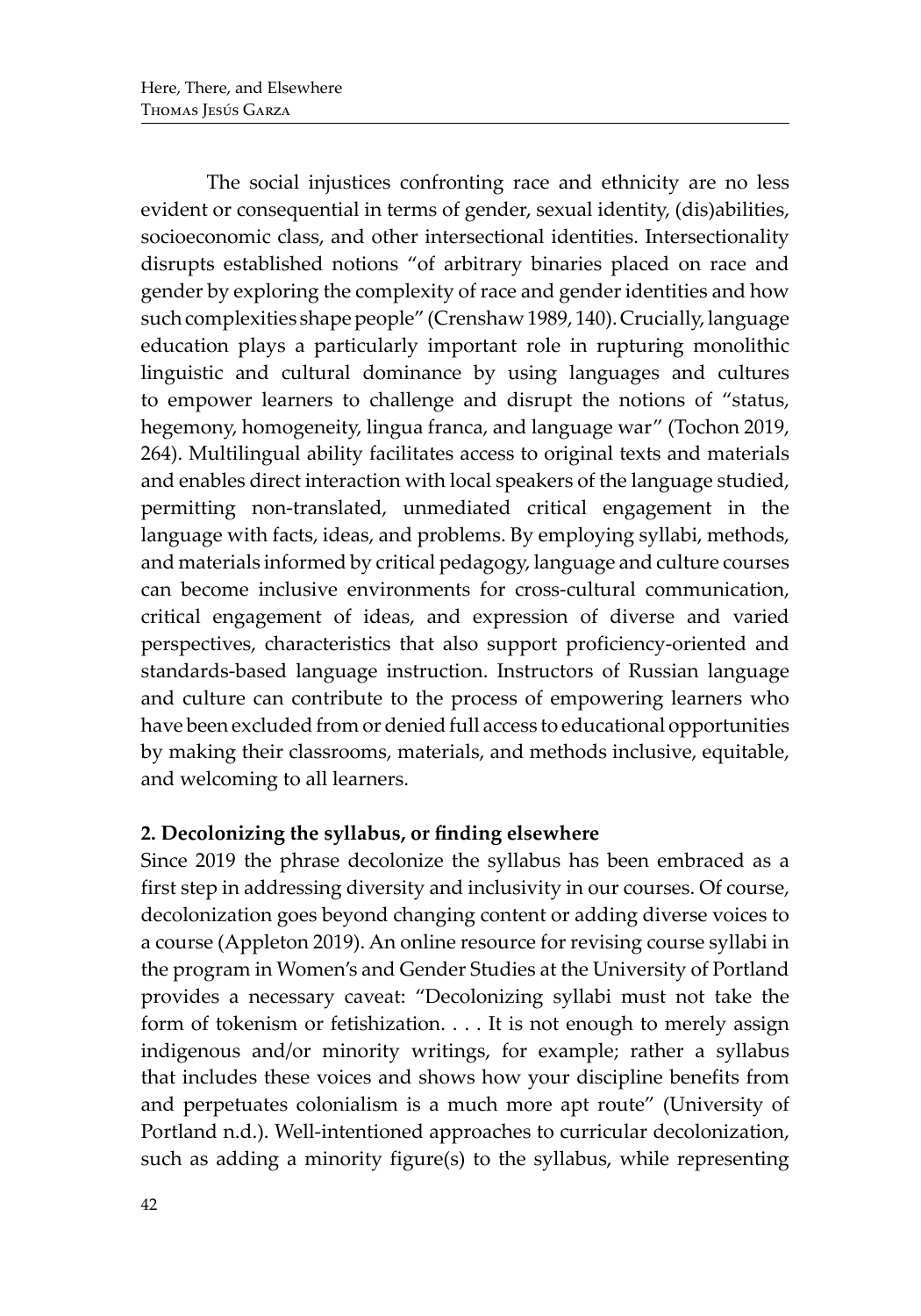The social injustices confronting race and ethnicity are no less evident or consequential in terms of gender, sexual identity, (dis)abilities, socioeconomic class, and other intersectional identities. Intersectionality disrupts established notions "of arbitrary binaries placed on race and gender by exploring the complexity of race and gender identities and how such complexities shape people" (Crenshaw 1989, 140). Crucially, language education plays a particularly important role in rupturing monolithic linguistic and cultural dominance by using languages and cultures to empower learners to challenge and disrupt the notions of "status, hegemony, homogeneity, lingua franca, and language war" (Tochon 2019, 264). Multilingual ability facilitates access to original texts and materials and enables direct interaction with local speakers of the language studied, permitting non-translated, unmediated critical engagement in the language with facts, ideas, and problems. By employing syllabi, methods, and materials informed by critical pedagogy, language and culture courses can become inclusive environments for cross-cultural communication, critical engagement of ideas, and expression of diverse and varied perspectives, characteristics that also support proficiency-oriented and standards-based language instruction. Instructors of Russian language and culture can contribute to the process of empowering learners who have been excluded from or denied full access to educational opportunities by making their classrooms, materials, and methods inclusive, equitable, and welcoming to all learners.

## 2. Decolonizing the syllabus, or finding elsewhere

Since 2019 the phrase decolonize the syllabus has been embraced as a first step in addressing diversity and inclusivity in our courses. Of course, decolonization goes beyond changing content or adding diverse voices to a course (Appleton 2019). An online resource for revising course syllabi in the program in Women's and Gender Studies at the University of Portland provides a necessary caveat: "Decolonizing syllabi must not take the form of tokenism or fetishization. . . . It is not enough to merely assign indigenous and/or minority writings, for example; rather a syllabus that includes these voices and shows how your discipline benefits from and perpetuates colonialism is a much more apt route" (University of Portland n.d.). Well-intentioned approaches to curricular decolonization, such as adding a minority figure(s) to the syllabus, while representing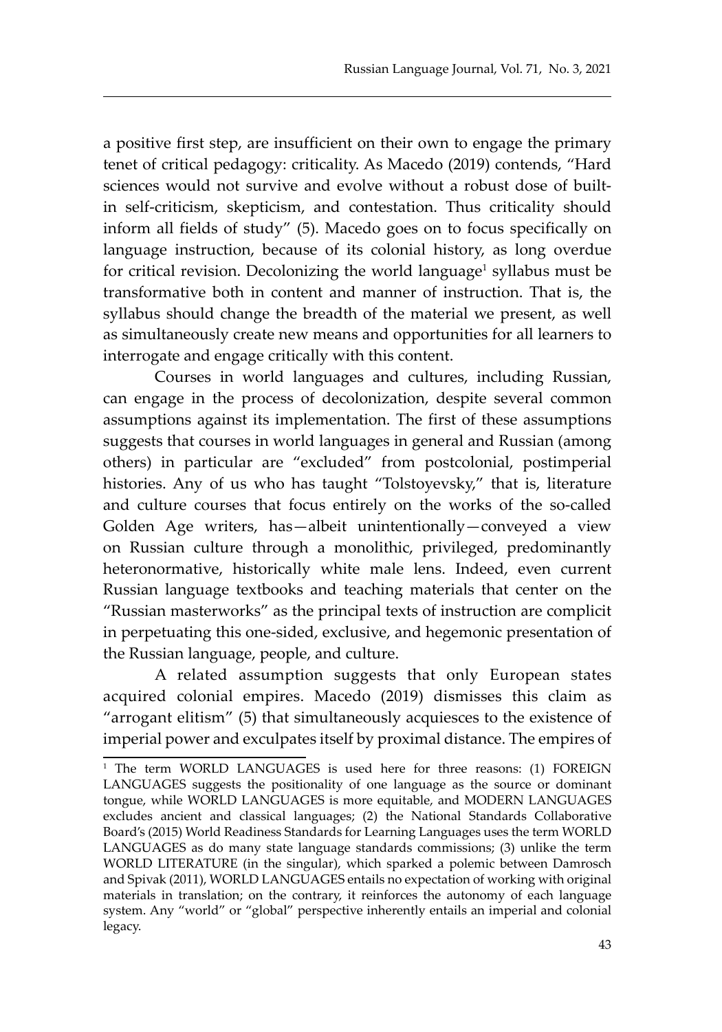a positive first step, are insufficient on their own to engage the primary tenet of critical pedagogy: criticality. As Macedo (2019) contends, "Hard sciences would not survive and evolve without a robust dose of built-in self-criticism, skepticism, and contestation. Thus criticality should inform all fields of study" (5). Macedo goes on to focus specifically on language instruction, because of its colonial history, as long overdue for critical revision. Decolonizing the world language[1] syllabus must be transformative both in content and manner of instruction. That is, the syllabus should change the breadth of the material we present, as well as simultaneously create new means and opportunities for all learners to interrogate and engage critically with this content.

Courses in world languages and cultures, including Russian, can engage in the process of decolonization, despite several common assumptions against its implementation. The first of these assumptions suggests that courses in world languages in general and Russian (among others) in particular are "excluded" from postcolonial, postimperial histories. Any of us who has taught "Tolstoyevsky," that is, literature and culture courses that focus entirely on the works of the so-called Golden Age writers, has—albeit unintentionally—conveyed a view on Russian culture through a monolithic, privileged, predominantly heteronormative, historically white male lens. Indeed, even current Russian language textbooks and teaching materials that center on the "Russian masterworks" as the principal texts of instruction are complicit in perpetuating this one-sided, exclusive, and hegemonic presentation of the Russian language, people, and culture.

A related assumption suggests that only European states acquired colonial empires. Macedo (2019) dismisses this claim as "arrogant elitism" (5) that simultaneously acquiesces to the existence of imperial power and exculpates itself by proximal distance. The empires of

[1] The term WORLD LANGUAGES is used here for three reasons: (1) FOREIGN LANGUAGES suggests the positionality of one language as the source or dominant tongue, while WORLD LANGUAGES is more equitable, and MODERN LANGUAGES excludes ancient and classical languages; (2) the National Standards Collaborative Board's (2015) World Readiness Standards for Learning Languages uses the term WORLD LANGUAGES as do many state language standards commissions; (3) unlike the term WORLD LITERATURE (in the singular), which sparked a polemic between Damrosch and Spivak (2011), WORLD LANGUAGES entails no expectation of working with original materials in translation; on the contrary, it reinforces the autonomy of each language system. Any "world" or "global" perspective inherently entails an imperial and colonial legacy.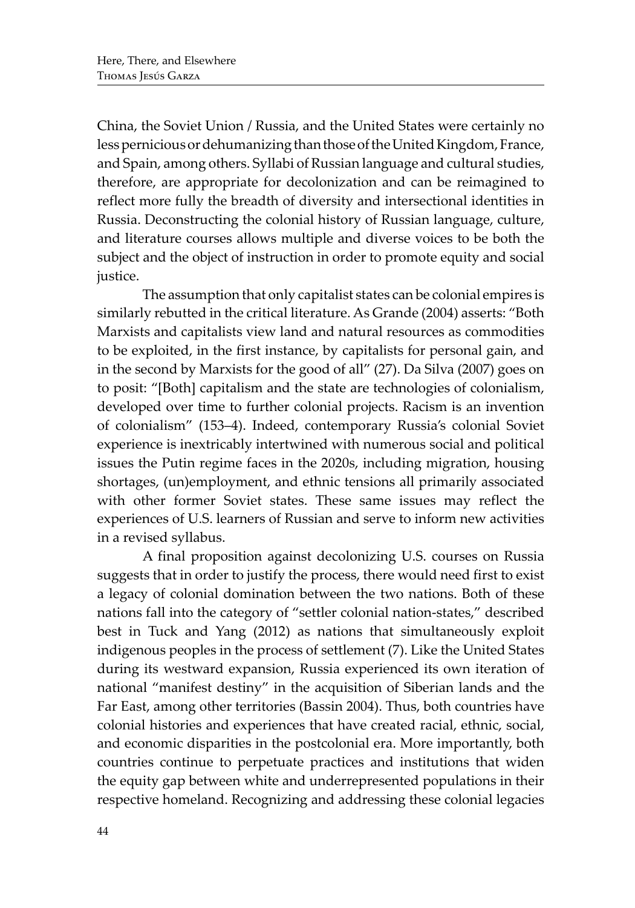China, the Soviet Union / Russia, and the United States were certainly no less pernicious or dehumanizing than those of the United Kingdom, France, and Spain, among others. Syllabi of Russian language and cultural studies, therefore, are appropriate for decolonization and can be reimagined to reflect more fully the breadth of diversity and intersectional identities in Russia. Deconstructing the colonial history of Russian language, culture, and literature courses allows multiple and diverse voices to be both the subject and the object of instruction in order to promote equity and social justice.

The assumption that only capitalist states can be colonial empires is similarly rebutted in the critical literature. As Grande (2004) asserts: "Both Marxists and capitalists view land and natural resources as commodities to be exploited, in the first instance, by capitalists for personal gain, and in the second by Marxists for the good of all" (27). Da Silva (2007) goes on to posit: "[Both] capitalism and the state are technologies of colonialism, developed over time to further colonial projects. Racism is an invention of colonialism" (153–4). Indeed, contemporary Russia's colonial Soviet experience is inextricably intertwined with numerous social and political issues the Putin regime faces in the 2020s, including migration, housing shortages, (un)employment, and ethnic tensions all primarily associated with other former Soviet states. These same issues may reflect the experiences of U.S. learners of Russian and serve to inform new activities in a revised syllabus.

A final proposition against decolonizing U.S. courses on Russia suggests that in order to justify the process, there would need first to exist a legacy of colonial domination between the two nations. Both of these nations fall into the category of "settler colonial nation-states," described best in Tuck and Yang (2012) as nations that simultaneously exploit indigenous peoples in the process of settlement (7). Like the United States during its westward expansion, Russia experienced its own iteration of national "manifest destiny" in the acquisition of Siberian lands and the Far East, among other territories (Bassin 2004). Thus, both countries have colonial histories and experiences that have created racial, ethnic, social, and economic disparities in the postcolonial era. More importantly, both countries continue to perpetuate practices and institutions that widen the equity gap between white and underrepresented populations in their respective homeland. Recognizing and addressing these colonial legacies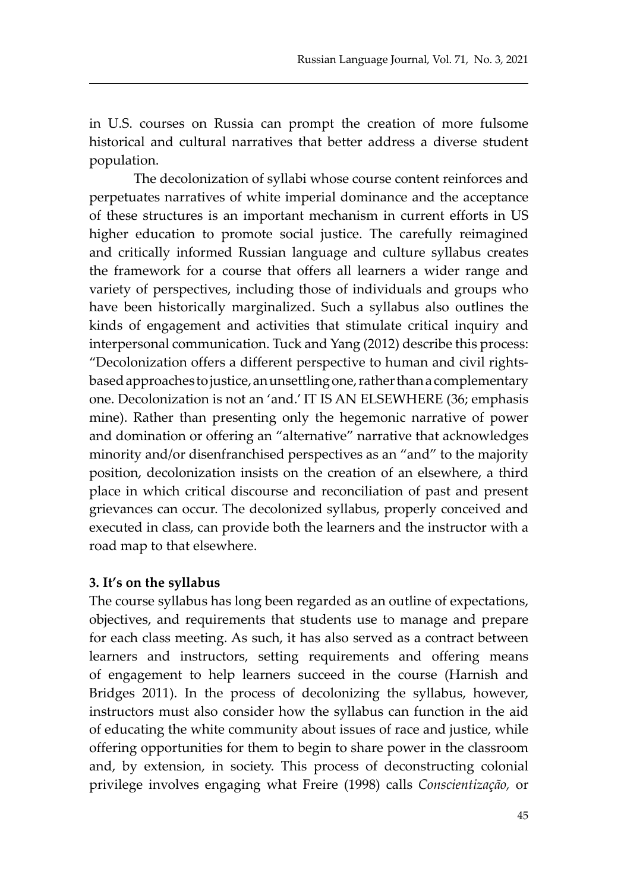in U.S. courses on Russia can prompt the creation of more fulsome historical and cultural narratives that better address a diverse student population.

The decolonization of syllabi whose course content reinforces and perpetuates narratives of white imperial dominance and the acceptance of these structures is an important mechanism in current efforts in US higher education to promote social justice. The carefully reimagined and critically informed Russian language and culture syllabus creates the framework for a course that offers all learners a wider range and variety of perspectives, including those of individuals and groups who have been historically marginalized. Such a syllabus also outlines the kinds of engagement and activities that stimulate critical inquiry and interpersonal communication. Tuck and Yang (2012) describe this process: "Decolonization offers a different perspective to human and civil rights-based approaches to justice, an unsettling one, rather than a complementary one. Decolonization is not an 'and.' IT IS AN ELSEWHERE (36; emphasis mine). Rather than presenting only the hegemonic narrative of power and domination or offering an "alternative" narrative that acknowledges minority and/or disenfranchised perspectives as an "and" to the majority position, decolonization insists on the creation of an elsewhere, a third place in which critical discourse and reconciliation of past and present grievances can occur. The decolonized syllabus, properly conceived and executed in class, can provide both the learners and the instructor with a road map to that elsewhere.

### 3. It's on the syllabus

The course syllabus has long been regarded as an outline of expectations, objectives, and requirements that students use to manage and prepare for each class meeting. As such, it has also served as a contract between learners and instructors, setting requirements and offering means of engagement to help learners succeed in the course (Harnish and Bridges 2011). In the process of decolonizing the syllabus, however, instructors must also consider how the syllabus can function in the aid of educating the white community about issues of race and justice, while offering opportunities for them to begin to share power in the classroom and, by extension, in society. This process of deconstructing colonial privilege involves engaging what Freire (1998) calls *Conscientização,* or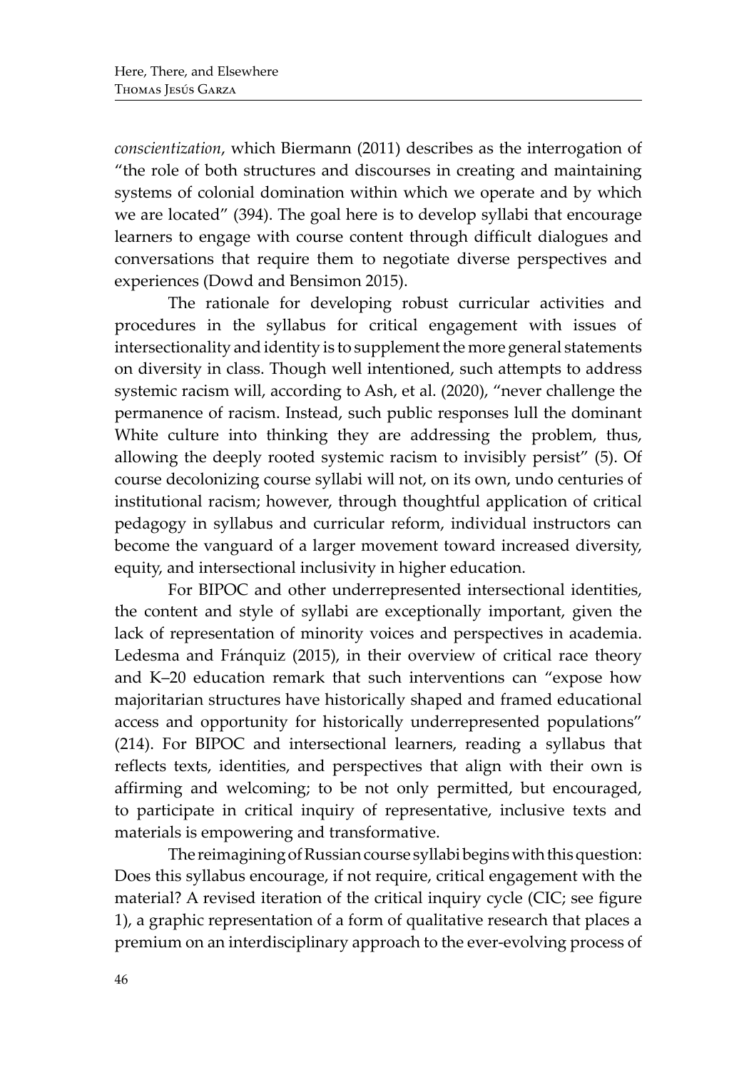*conscientization*, which Biermann (2011) describes as the interrogation of "the role of both structures and discourses in creating and maintaining systems of colonial domination within which we operate and by which we are located" (394). The goal here is to develop syllabi that encourage learners to engage with course content through difficult dialogues and conversations that require them to negotiate diverse perspectives and experiences (Dowd and Bensimon 2015).

The rationale for developing robust curricular activities and procedures in the syllabus for critical engagement with issues of intersectionality and identity is to supplement the more general statements on diversity in class. Though well intentioned, such attempts to address systemic racism will, according to Ash, et al. (2020), "never challenge the permanence of racism. Instead, such public responses lull the dominant White culture into thinking they are addressing the problem, thus, allowing the deeply rooted systemic racism to invisibly persist" (5). Of course decolonizing course syllabi will not, on its own, undo centuries of institutional racism; however, through thoughtful application of critical pedagogy in syllabus and curricular reform, individual instructors can become the vanguard of a larger movement toward increased diversity, equity, and intersectional inclusivity in higher education.

For BIPOC and other underrepresented intersectional identities, the content and style of syllabi are exceptionally important, given the lack of representation of minority voices and perspectives in academia. Ledesma and Fránquiz (2015), in their overview of critical race theory and K–20 education remark that such interventions can "expose how majoritarian structures have historically shaped and framed educational access and opportunity for historically underrepresented populations" (214). For BIPOC and intersectional learners, reading a syllabus that reflects texts, identities, and perspectives that align with their own is affirming and welcoming; to be not only permitted, but encouraged, to participate in critical inquiry of representative, inclusive texts and materials is empowering and transformative.

The reimagining of Russian course syllabi begins with this question: Does this syllabus encourage, if not require, critical engagement with the material? A revised iteration of the critical inquiry cycle (CIC; see figure 1), a graphic representation of a form of qualitative research that places a premium on an interdisciplinary approach to the ever-evolving process of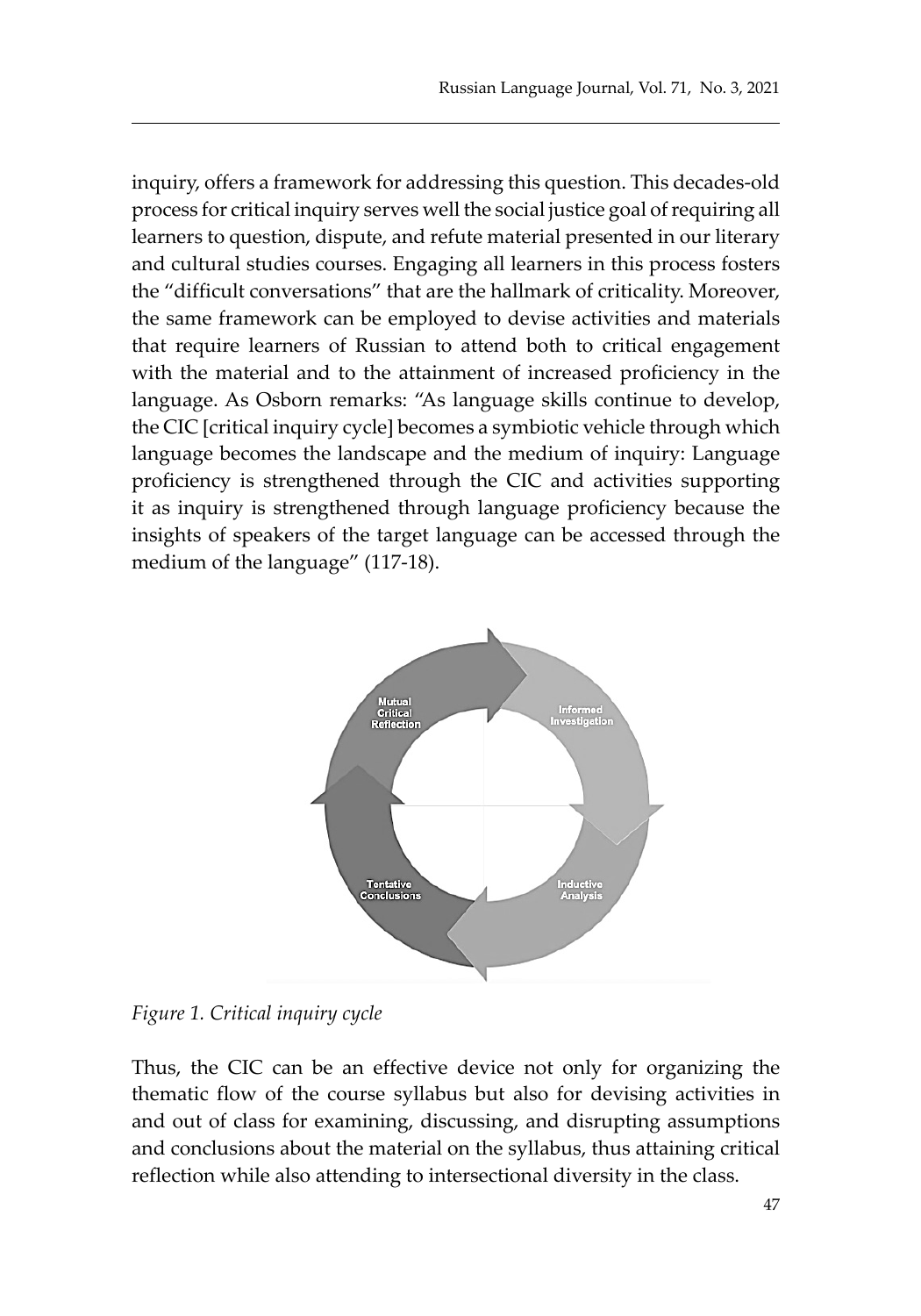inquiry, offers a framework for addressing this question. This decades-old process for critical inquiry serves well the social justice goal of requiring all learners to question, dispute, and refute material presented in our literary and cultural studies courses. Engaging all learners in this process fosters the "difficult conversations" that are the hallmark of criticality. Moreover, the same framework can be employed to devise activities and materials that require learners of Russian to attend both to critical engagement with the material and to the attainment of increased proficiency in the language. As Osborn remarks: "As language skills continue to develop, the CIC [critical inquiry cycle] becomes a symbiotic vehicle through which language becomes the landscape and the medium of inquiry: Language proficiency is strengthened through the CIC and activities supporting it as inquiry is strengthened through language proficiency because the insights of speakers of the target language can be accessed through the medium of the language" (117-18).

Mutual Critical Reflection

Informed Investigation

Tentative Conclusions

Inductive Analysis

*Figure 1. Critical inquiry cycle*

Thus, the CIC can be an effective device not only for organizing the thematic flow of the course syllabus but also for devising activities in and out of class for examining, discussing, and disrupting assumptions and conclusions about the material on the syllabus, thus attaining critical reflection while also attending to intersectional diversity in the class.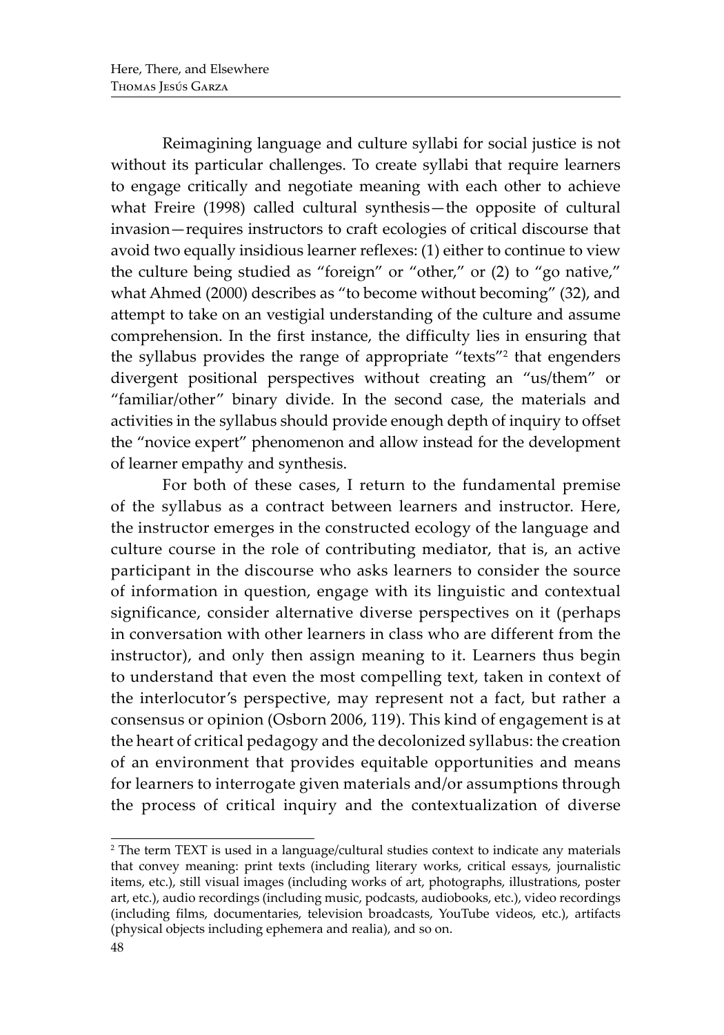Reimagining language and culture syllabi for social justice is not without its particular challenges. To create syllabi that require learners to engage critically and negotiate meaning with each other to achieve what Freire (1998) called cultural synthesis—the opposite of cultural invasion—requires instructors to craft ecologies of critical discourse that avoid two equally insidious learner reflexes: (1) either to continue to view the culture being studied as "foreign" or "other," or (2) to "go native," what Ahmed (2000) describes as "to become without becoming" (32), and attempt to take on an vestigial understanding of the culture and assume comprehension. In the first instance, the difficulty lies in ensuring that the syllabus provides the range of appropriate "texts"[2] that engenders divergent positional perspectives without creating an "us/them" or "familiar/other" binary divide. In the second case, the materials and activities in the syllabus should provide enough depth of inquiry to offset the "novice expert" phenomenon and allow instead for the development of learner empathy and synthesis.

For both of these cases, I return to the fundamental premise of the syllabus as a contract between learners and instructor. Here, the instructor emerges in the constructed ecology of the language and culture course in the role of contributing mediator, that is, an active participant in the discourse who asks learners to consider the source of information in question, engage with its linguistic and contextual significance, consider alternative diverse perspectives on it (perhaps in conversation with other learners in class who are different from the instructor), and only then assign meaning to it. Learners thus begin to understand that even the most compelling text, taken in context of the interlocutor's perspective, may represent not a fact, but rather a consensus or opinion (Osborn 2006, 119). This kind of engagement is at the heart of critical pedagogy and the decolonized syllabus: the creation of an environment that provides equitable opportunities and means for learners to interrogate given materials and/or assumptions through the process of critical inquiry and the contextualization of diverse

[2] The term TEXT is used in a language/cultural studies context to indicate any materials that convey meaning: print texts (including literary works, critical essays, journalistic items, etc.), still visual images (including works of art, photographs, illustrations, poster art, etc.), audio recordings (including music, podcasts, audiobooks, etc.), video recordings (including films, documentaries, television broadcasts, YouTube videos, etc.), artifacts (physical objects including ephemera and realia), and so on.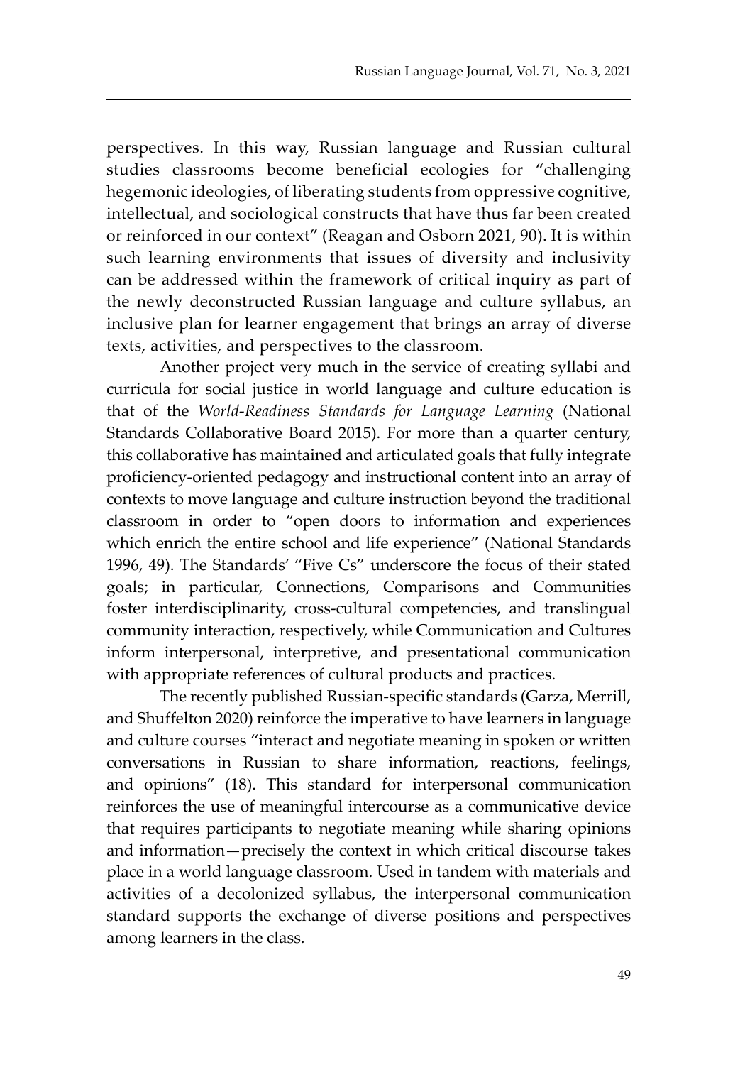perspectives. In this way, Russian language and Russian cultural studies classrooms become beneficial ecologies for "challenging hegemonic ideologies, of liberating students from oppressive cognitive, intellectual, and sociological constructs that have thus far been created or reinforced in our context" (Reagan and Osborn 2021, 90). It is within such learning environments that issues of diversity and inclusivity can be addressed within the framework of critical inquiry as part of the newly deconstructed Russian language and culture syllabus, an inclusive plan for learner engagement that brings an array of diverse texts, activities, and perspectives to the classroom.

Another project very much in the service of creating syllabi and curricula for social justice in world language and culture education is that of the *World-Readiness Standards for Language Learning* (National Standards Collaborative Board 2015). For more than a quarter century, this collaborative has maintained and articulated goals that fully integrate proficiency-oriented pedagogy and instructional content into an array of contexts to move language and culture instruction beyond the traditional classroom in order to "open doors to information and experiences which enrich the entire school and life experience" (National Standards 1996, 49). The Standards' "Five Cs" underscore the focus of their stated goals; in particular, Connections, Comparisons and Communities foster interdisciplinarity, cross-cultural competencies, and translingual community interaction, respectively, while Communication and Cultures inform interpersonal, interpretive, and presentational communication with appropriate references of cultural products and practices.

The recently published Russian-specific standards (Garza, Merrill, and Shuffelton 2020) reinforce the imperative to have learners in language and culture courses "interact and negotiate meaning in spoken or written conversations in Russian to share information, reactions, feelings, and opinions" (18). This standard for interpersonal communication reinforces the use of meaningful intercourse as a communicative device that requires participants to negotiate meaning while sharing opinions and information—precisely the context in which critical discourse takes place in a world language classroom. Used in tandem with materials and activities of a decolonized syllabus, the interpersonal communication standard supports the exchange of diverse positions and perspectives among learners in the class.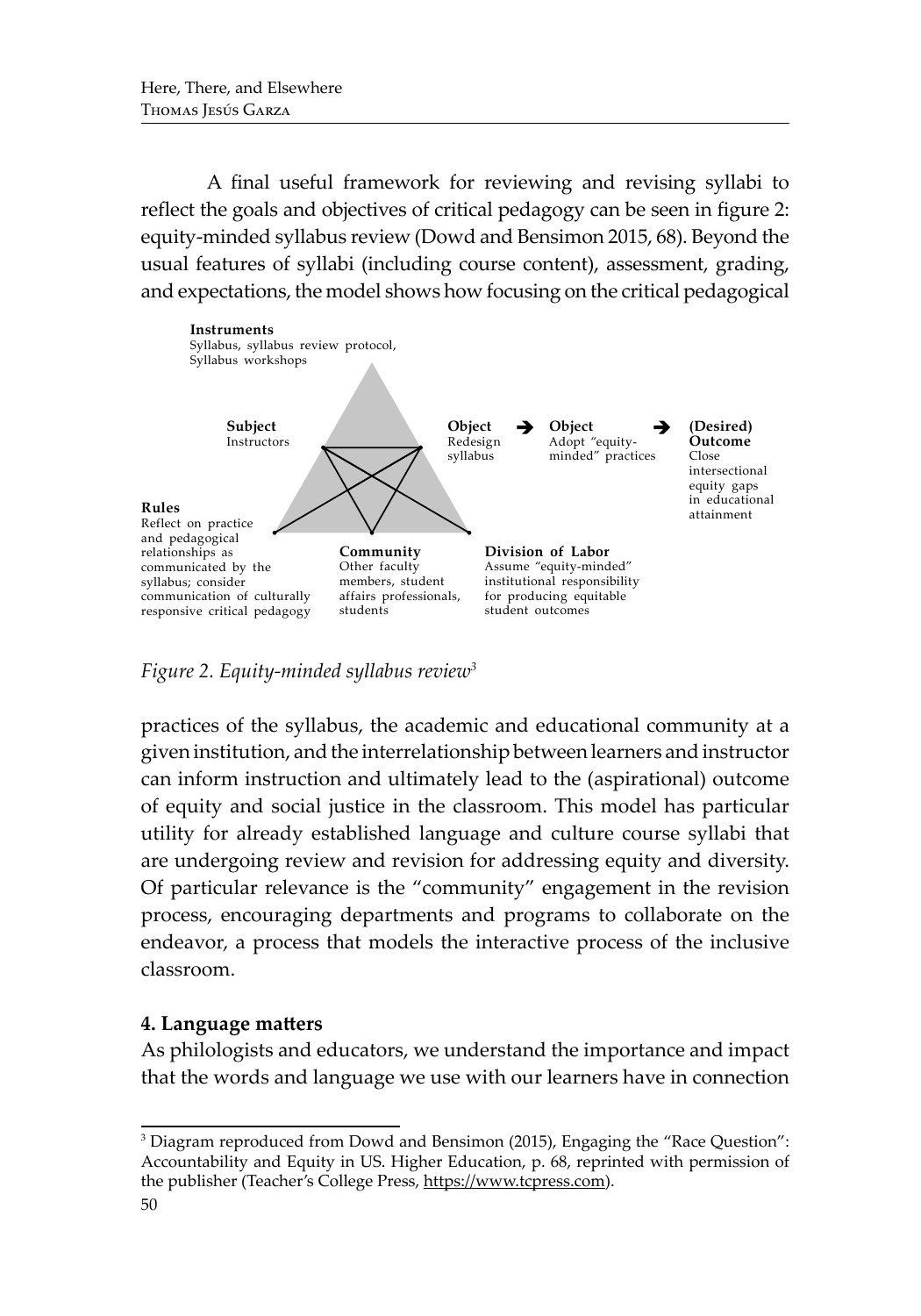A final useful framework for reviewing and revising syllabi to reflect the goals and objectives of critical pedagogy can be seen in figure 2: equity-minded syllabus review (Dowd and Bensimon 2015, 68). Beyond the usual features of syllabi (including course content), assessment, grading, and expectations, the model shows how focusing on the critical pedagogical

**Instruments**
Syllabus, syllabus review protocol, Syllabus workshops

**Subject**
Instructors

**Object**
Redesign syllabus

➔ **Object**
Adopt "equity-minded" practices

➔ **(Desired) Outcome**
Close intersectional equity gaps in educational attainment

**Rules**
Reflect on practice and pedagogical relationships as communicated by the syllabus; consider communication of culturally responsive critical pedagogy

**Community**
Other faculty members, student affairs professionals, students

**Division of Labor**
Assume "equity-minded" institutional responsibility for producing equitable student outcomes

*Figure 2. Equity-minded syllabus review*[3]

practices of the syllabus, the academic and educational community at a given institution, and the interrelationship between learners and instructor can inform instruction and ultimately lead to the (aspirational) outcome of equity and social justice in the classroom. This model has particular utility for already established language and culture course syllabi that are undergoing review and revision for addressing equity and diversity. Of particular relevance is the "community" engagement in the revision process, encouraging departments and programs to collaborate on the endeavor, a process that models the interactive process of the inclusive classroom.

## 4. Language matters

As philologists and educators, we understand the importance and impact that the words and language we use with our learners have in connection

---

[3] Diagram reproduced from Dowd and Bensimon (2015), Engaging the "Race Question": Accountability and Equity in US. Higher Education, p. 68, reprinted with permission of the publisher (Teacher's College Press, https://www.tcpress.com).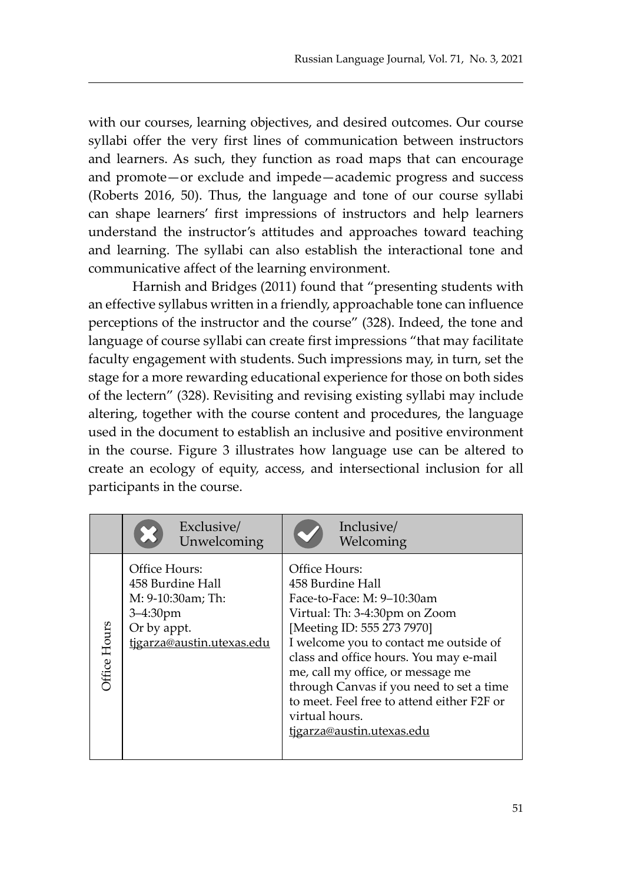with our courses, learning objectives, and desired outcomes. Our course syllabi offer the very first lines of communication between instructors and learners. As such, they function as road maps that can encourage and promote—or exclude and impede—academic progress and success (Roberts 2016, 50). Thus, the language and tone of our course syllabi can shape learners' first impressions of instructors and help learners understand the instructor's attitudes and approaches toward teaching and learning. The syllabi can also establish the interactional tone and communicative affect of the learning environment.

Harnish and Bridges (2011) found that "presenting students with an effective syllabus written in a friendly, approachable tone can influence perceptions of the instructor and the course" (328). Indeed, the tone and language of course syllabi can create first impressions "that may facilitate faculty engagement with students. Such impressions may, in turn, set the stage for a more rewarding educational experience for those on both sides of the lectern" (328). Revisiting and revising existing syllabi may include altering, together with the course content and procedures, the language used in the document to establish an inclusive and positive environment in the course. Figure 3 illustrates how language use can be altered to create an ecology of equity, access, and intersectional inclusion for all participants in the course.

| | Exclusive/ Unwelcoming | Inclusive/ Welcoming |
|---|---|---|
| Office Hours | Office Hours:<br>458 Burdine Hall<br>M: 9-10:30am; Th: 3–4:30pm<br>Or by appt.<br>tjgarza@austin.utexas.edu | Office Hours:<br>458 Burdine Hall<br>Face-to-Face: M: 9–10:30am<br>Virtual: Th: 3-4:30pm on Zoom<br>[Meeting ID: 555 273 7970]<br>I welcome you to contact me outside of class and office hours. You may e-mail me, call my office, or message me through Canvas if you need to set a time to meet. Feel free to attend either F2F or virtual hours.<br>tjgarza@austin.utexas.edu |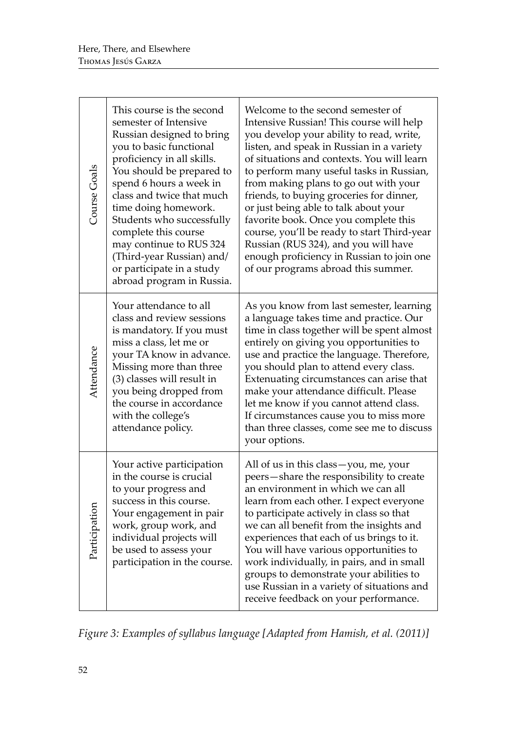| | | |
|---|---|---|
| Course Goals | This course is the second semester of Intensive Russian designed to bring you to basic functional proficiency in all skills. You should be prepared to spend 6 hours a week in class and twice that much time doing homework. Students who successfully complete this course may continue to RUS 324 (Third-year Russian) and/or participate in a study abroad program in Russia. | Welcome to the second semester of Intensive Russian! This course will help you develop your ability to read, write, listen, and speak in Russian in a variety of situations and contexts. You will learn to perform many useful tasks in Russian, from making plans to go out with your friends, to buying groceries for dinner, or just being able to talk about your favorite book. Once you complete this course, you'll be ready to start Third-year Russian (RUS 324), and you will have enough proficiency in Russian to join one of our programs abroad this summer. |
| Attendance | Your attendance to all class and review sessions is mandatory. If you must miss a class, let me or your TA know in advance. Missing more than three (3) classes will result in you being dropped from the course in accordance with the college's attendance policy. | As you know from last semester, learning a language takes time and practice. Our time in class together will be spent almost entirely on giving you opportunities to use and practice the language. Therefore, you should plan to attend every class. Extenuating circumstances can arise that make your attendance difficult. Please let me know if you cannot attend class. If circumstances cause you to miss more than three classes, come see me to discuss your options. |
| Participation | Your active participation in the course is crucial to your progress and success in this course. Your engagement in pair work, group work, and individual projects will be used to assess your participation in the course. | All of us in this class—you, me, your peers—share the responsibility to create an environment in which we can all learn from each other. I expect everyone to participate actively in class so that we can all benefit from the insights and experiences that each of us brings to it. You will have various opportunities to work individually, in pairs, and in small groups to demonstrate your abilities to use Russian in a variety of situations and receive feedback on your performance. |

*Figure 3: Examples of syllabus language [Adapted from Hamish, et al. (2011)]*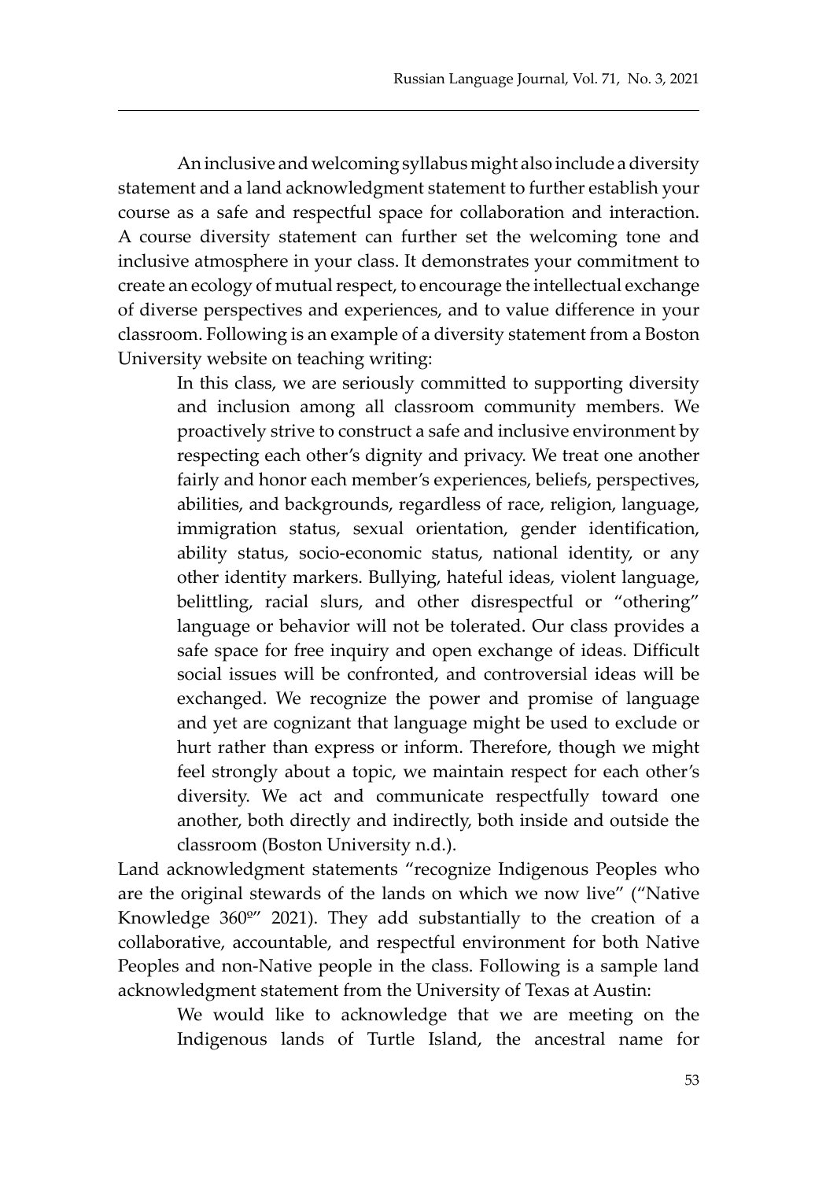An inclusive and welcoming syllabus might also include a diversity statement and a land acknowledgment statement to further establish your course as a safe and respectful space for collaboration and interaction. A course diversity statement can further set the welcoming tone and inclusive atmosphere in your class. It demonstrates your commitment to create an ecology of mutual respect, to encourage the intellectual exchange of diverse perspectives and experiences, and to value difference in your classroom. Following is an example of a diversity statement from a Boston University website on teaching writing:

> In this class, we are seriously committed to supporting diversity and inclusion among all classroom community members. We proactively strive to construct a safe and inclusive environment by respecting each other's dignity and privacy. We treat one another fairly and honor each member's experiences, beliefs, perspectives, abilities, and backgrounds, regardless of race, religion, language, immigration status, sexual orientation, gender identification, ability status, socio-economic status, national identity, or any other identity markers. Bullying, hateful ideas, violent language, belittling, racial slurs, and other disrespectful or "othering" language or behavior will not be tolerated. Our class provides a safe space for free inquiry and open exchange of ideas. Difficult social issues will be confronted, and controversial ideas will be exchanged. We recognize the power and promise of language and yet are cognizant that language might be used to exclude or hurt rather than express or inform. Therefore, though we might feel strongly about a topic, we maintain respect for each other's diversity. We act and communicate respectfully toward one another, both directly and indirectly, both inside and outside the classroom (Boston University n.d.).

Land acknowledgment statements "recognize Indigenous Peoples who are the original stewards of the lands on which we now live" ("Native Knowledge 360º" 2021). They add substantially to the creation of a collaborative, accountable, and respectful environment for both Native Peoples and non-Native people in the class. Following is a sample land acknowledgment statement from the University of Texas at Austin:

> We would like to acknowledge that we are meeting on the Indigenous lands of Turtle Island, the ancestral name for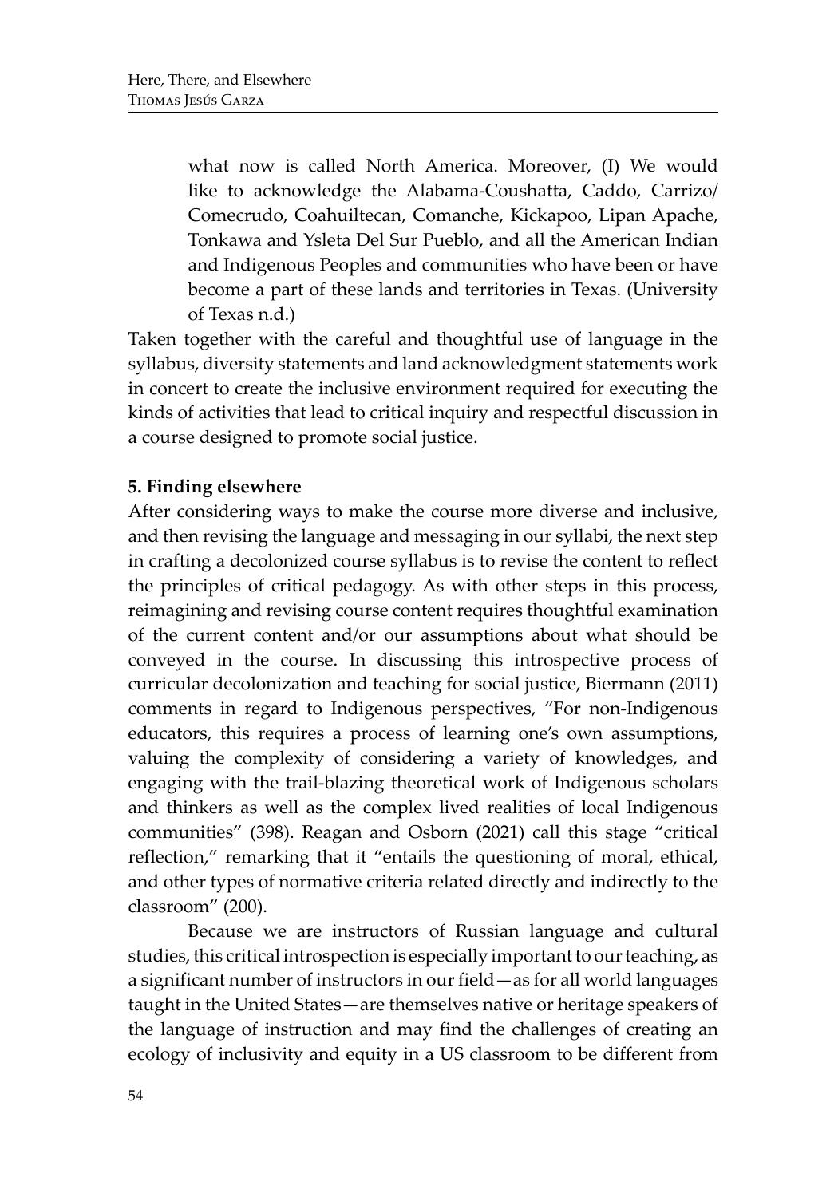> what now is called North America. Moreover, (I) We would like to acknowledge the Alabama-Coushatta, Caddo, Carrizo/Comecrudo, Coahuiltecan, Comanche, Kickapoo, Lipan Apache, Tonkawa and Ysleta Del Sur Pueblo, and all the American Indian and Indigenous Peoples and communities who have been or have become a part of these lands and territories in Texas. (University of Texas n.d.)

Taken together with the careful and thoughtful use of language in the syllabus, diversity statements and land acknowledgment statements work in concert to create the inclusive environment required for executing the kinds of activities that lead to critical inquiry and respectful discussion in a course designed to promote social justice.

## 5. Finding elsewhere

After considering ways to make the course more diverse and inclusive, and then revising the language and messaging in our syllabi, the next step in crafting a decolonized course syllabus is to revise the content to reflect the principles of critical pedagogy. As with other steps in this process, reimagining and revising course content requires thoughtful examination of the current content and/or our assumptions about what should be conveyed in the course. In discussing this introspective process of curricular decolonization and teaching for social justice, Biermann (2011) comments in regard to Indigenous perspectives, "For non-Indigenous educators, this requires a process of learning one's own assumptions, valuing the complexity of considering a variety of knowledges, and engaging with the trail-blazing theoretical work of Indigenous scholars and thinkers as well as the complex lived realities of local Indigenous communities" (398). Reagan and Osborn (2021) call this stage "critical reflection," remarking that it "entails the questioning of moral, ethical, and other types of normative criteria related directly and indirectly to the classroom" (200).

Because we are instructors of Russian language and cultural studies, this critical introspection is especially important to our teaching, as a significant number of instructors in our field—as for all world languages taught in the United States—are themselves native or heritage speakers of the language of instruction and may find the challenges of creating an ecology of inclusivity and equity in a US classroom to be different from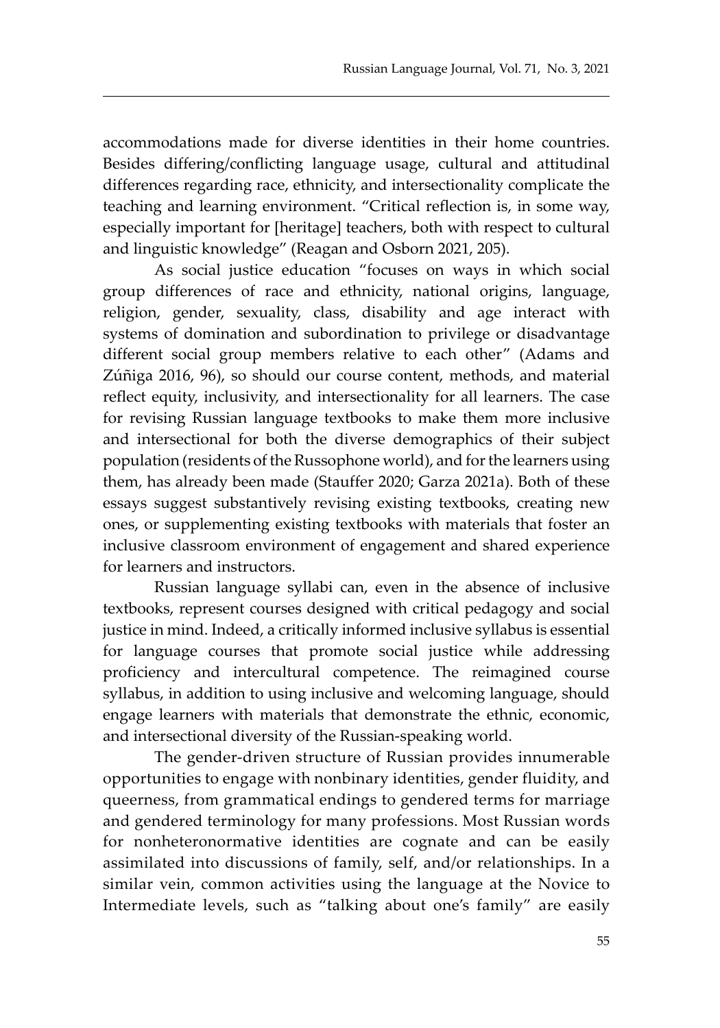accommodations made for diverse identities in their home countries. Besides differing/conflicting language usage, cultural and attitudinal differences regarding race, ethnicity, and intersectionality complicate the teaching and learning environment. "Critical reflection is, in some way, especially important for [heritage] teachers, both with respect to cultural and linguistic knowledge" (Reagan and Osborn 2021, 205).

As social justice education "focuses on ways in which social group differences of race and ethnicity, national origins, language, religion, gender, sexuality, class, disability and age interact with systems of domination and subordination to privilege or disadvantage different social group members relative to each other" (Adams and Zúñiga 2016, 96), so should our course content, methods, and material reflect equity, inclusivity, and intersectionality for all learners. The case for revising Russian language textbooks to make them more inclusive and intersectional for both the diverse demographics of their subject population (residents of the Russophone world), and for the learners using them, has already been made (Stauffer 2020; Garza 2021a). Both of these essays suggest substantively revising existing textbooks, creating new ones, or supplementing existing textbooks with materials that foster an inclusive classroom environment of engagement and shared experience for learners and instructors.

Russian language syllabi can, even in the absence of inclusive textbooks, represent courses designed with critical pedagogy and social justice in mind. Indeed, a critically informed inclusive syllabus is essential for language courses that promote social justice while addressing proficiency and intercultural competence. The reimagined course syllabus, in addition to using inclusive and welcoming language, should engage learners with materials that demonstrate the ethnic, economic, and intersectional diversity of the Russian-speaking world.

The gender-driven structure of Russian provides innumerable opportunities to engage with nonbinary identities, gender fluidity, and queerness, from grammatical endings to gendered terms for marriage and gendered terminology for many professions. Most Russian words for nonheteronormative identities are cognate and can be easily assimilated into discussions of family, self, and/or relationships. In a similar vein, common activities using the language at the Novice to Intermediate levels, such as "talking about one's family" are easily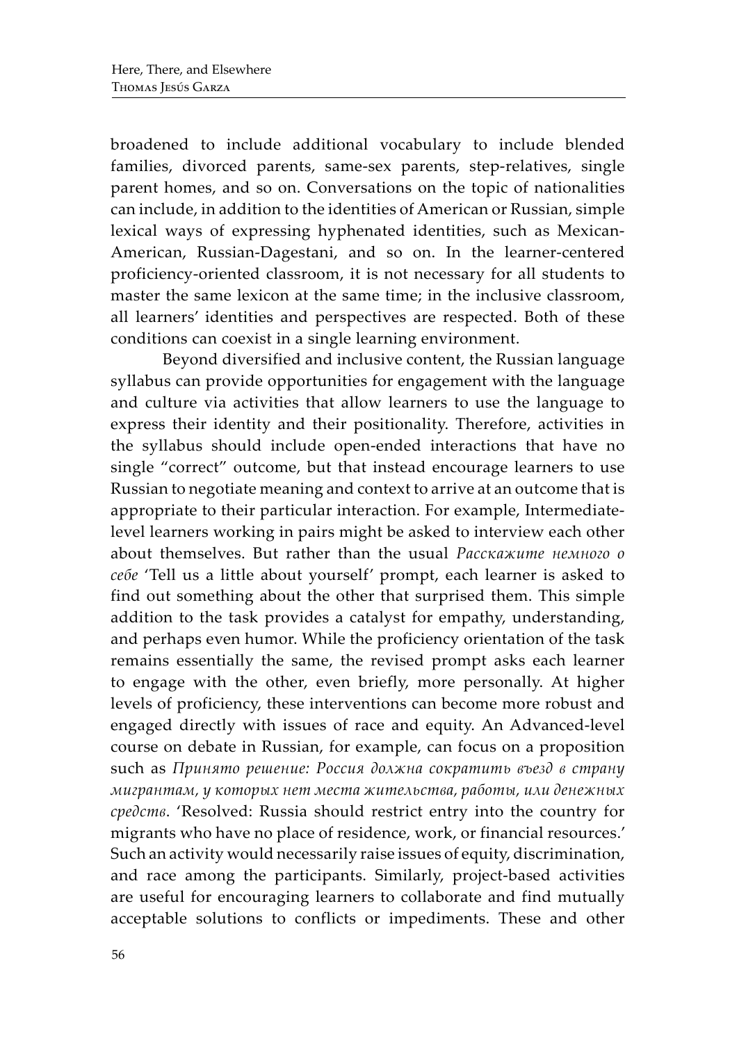broadened to include additional vocabulary to include blended families, divorced parents, same-sex parents, step-relatives, single parent homes, and so on. Conversations on the topic of nationalities can include, in addition to the identities of American or Russian, simple lexical ways of expressing hyphenated identities, such as Mexican-American, Russian-Dagestani, and so on. In the learner-centered proficiency-oriented classroom, it is not necessary for all students to master the same lexicon at the same time; in the inclusive classroom, all learners' identities and perspectives are respected. Both of these conditions can coexist in a single learning environment.

Beyond diversified and inclusive content, the Russian language syllabus can provide opportunities for engagement with the language and culture via activities that allow learners to use the language to express their identity and their positionality. Therefore, activities in the syllabus should include open-ended interactions that have no single "correct" outcome, but that instead encourage learners to use Russian to negotiate meaning and context to arrive at an outcome that is appropriate to their particular interaction. For example, Intermediate-level learners working in pairs might be asked to interview each other about themselves. But rather than the usual *Расскажите немного о себе* 'Tell us a little about yourself' prompt, each learner is asked to find out something about the other that surprised them. This simple addition to the task provides a catalyst for empathy, understanding, and perhaps even humor. While the proficiency orientation of the task remains essentially the same, the revised prompt asks each learner to engage with the other, even briefly, more personally. At higher levels of proficiency, these interventions can become more robust and engaged directly with issues of race and equity. An Advanced-level course on debate in Russian, for example, can focus on a proposition such as *Принято решение: Россия должна сократить въезд в страну мигрантам, у которых нет места жительства, работы, или денежных средств*. 'Resolved: Russia should restrict entry into the country for migrants who have no place of residence, work, or financial resources.' Such an activity would necessarily raise issues of equity, discrimination, and race among the participants. Similarly, project-based activities are useful for encouraging learners to collaborate and find mutually acceptable solutions to conflicts or impediments. These and other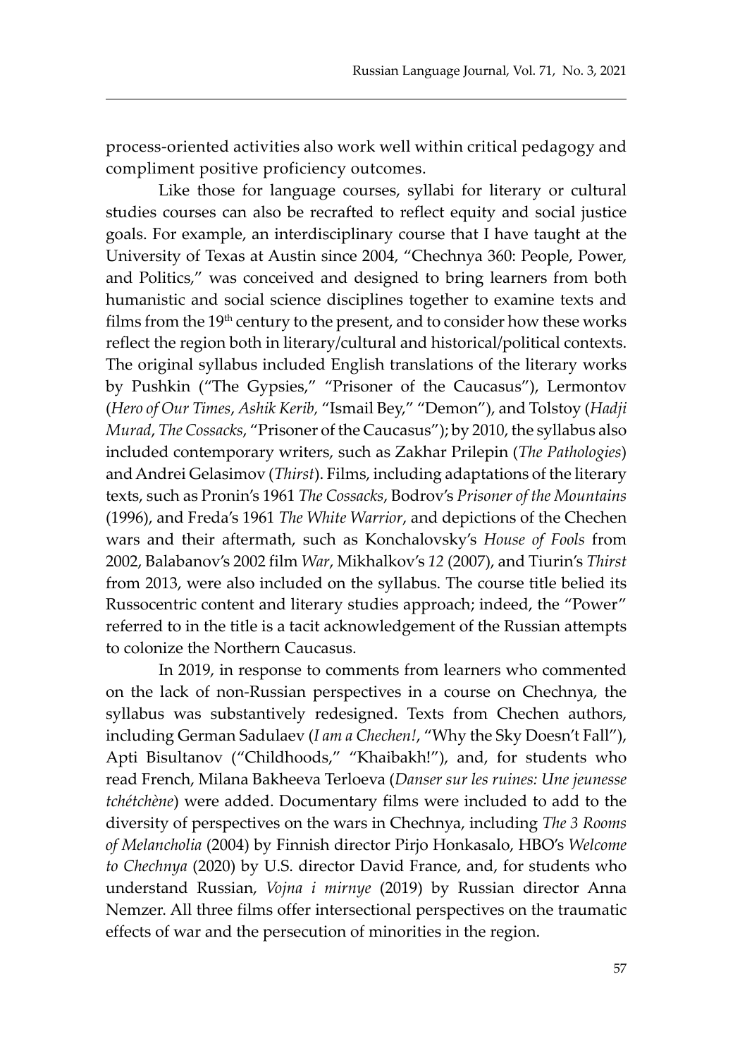process-oriented activities also work well within critical pedagogy and compliment positive proficiency outcomes.

Like those for language courses, syllabi for literary or cultural studies courses can also be recrafted to reflect equity and social justice goals. For example, an interdisciplinary course that I have taught at the University of Texas at Austin since 2004, "Chechnya 360: People, Power, and Politics," was conceived and designed to bring learners from both humanistic and social science disciplines together to examine texts and films from the 19th century to the present, and to consider how these works reflect the region both in literary/cultural and historical/political contexts. The original syllabus included English translations of the literary works by Pushkin ("The Gypsies," "Prisoner of the Caucasus"), Lermontov (*Hero of Our Times*, *Ashik Kerib,* "Ismail Bey," "Demon"), and Tolstoy (*Hadji Murad*, *The Cossacks*, "Prisoner of the Caucasus"); by 2010, the syllabus also included contemporary writers, such as Zakhar Prilepin (*The Pathologies*) and Andrei Gelasimov (*Thirst*). Films, including adaptations of the literary texts, such as Pronin's 1961 *The Cossacks*, Bodrov's *Prisoner of the Mountains* (1996), and Freda's 1961 *The White Warrior*, and depictions of the Chechen wars and their aftermath, such as Konchalovsky's *House of Fools* from 2002, Balabanov's 2002 film *War*, Mikhalkov's *12* (2007), and Tiurin's *Thirst* from 2013, were also included on the syllabus. The course title belied its Russocentric content and literary studies approach; indeed, the "Power" referred to in the title is a tacit acknowledgement of the Russian attempts to colonize the Northern Caucasus.

In 2019, in response to comments from learners who commented on the lack of non-Russian perspectives in a course on Chechnya, the syllabus was substantively redesigned. Texts from Chechen authors, including German Sadulaev (*I am a Chechen!*, "Why the Sky Doesn't Fall"), Apti Bisultanov ("Childhoods," "Khaibakh!"), and, for students who read French, Milana Bakheeva Terloeva (*Danser sur les ruines: Une jeunesse tchétchène*) were added. Documentary films were included to add to the diversity of perspectives on the wars in Chechnya, including *The 3 Rooms of Melancholia* (2004) by Finnish director Pirjo Honkasalo, HBO's *Welcome to Chechnya* (2020) by U.S. director David France, and, for students who understand Russian, *Vojna i mirnye* (2019) by Russian director Anna Nemzer. All three films offer intersectional perspectives on the traumatic effects of war and the persecution of minorities in the region.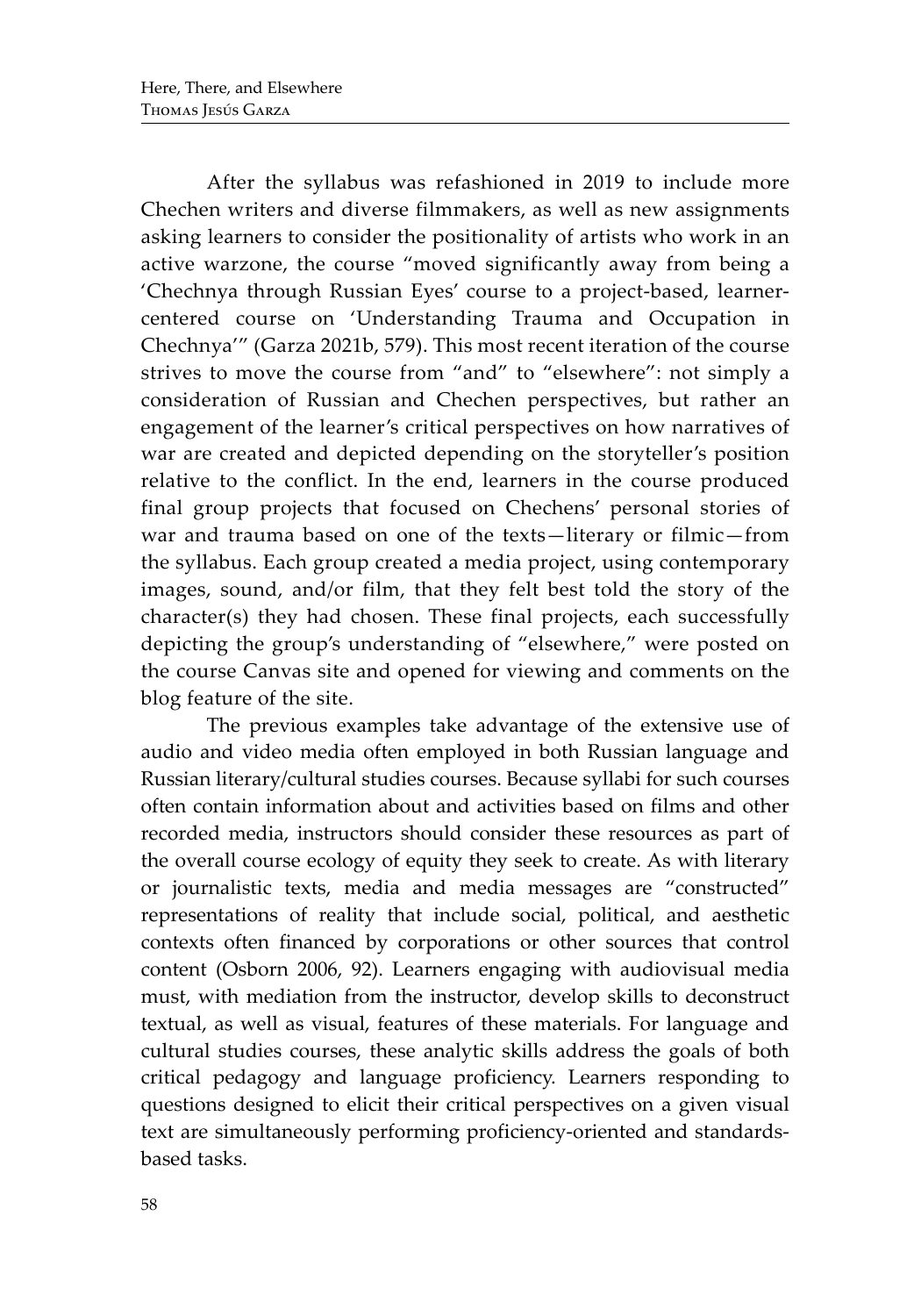After the syllabus was refashioned in 2019 to include more Chechen writers and diverse filmmakers, as well as new assignments asking learners to consider the positionality of artists who work in an active warzone, the course "moved significantly away from being a 'Chechnya through Russian Eyes' course to a project-based, learner-centered course on 'Understanding Trauma and Occupation in Chechnya'" (Garza 2021b, 579). This most recent iteration of the course strives to move the course from "and" to "elsewhere": not simply a consideration of Russian and Chechen perspectives, but rather an engagement of the learner's critical perspectives on how narratives of war are created and depicted depending on the storyteller's position relative to the conflict. In the end, learners in the course produced final group projects that focused on Chechens' personal stories of war and trauma based on one of the texts—literary or filmic—from the syllabus. Each group created a media project, using contemporary images, sound, and/or film, that they felt best told the story of the character(s) they had chosen. These final projects, each successfully depicting the group's understanding of "elsewhere," were posted on the course Canvas site and opened for viewing and comments on the blog feature of the site.

The previous examples take advantage of the extensive use of audio and video media often employed in both Russian language and Russian literary/cultural studies courses. Because syllabi for such courses often contain information about and activities based on films and other recorded media, instructors should consider these resources as part of the overall course ecology of equity they seek to create. As with literary or journalistic texts, media and media messages are "constructed" representations of reality that include social, political, and aesthetic contexts often financed by corporations or other sources that control content (Osborn 2006, 92). Learners engaging with audiovisual media must, with mediation from the instructor, develop skills to deconstruct textual, as well as visual, features of these materials. For language and cultural studies courses, these analytic skills address the goals of both critical pedagogy and language proficiency. Learners responding to questions designed to elicit their critical perspectives on a given visual text are simultaneously performing proficiency-oriented and standards-based tasks.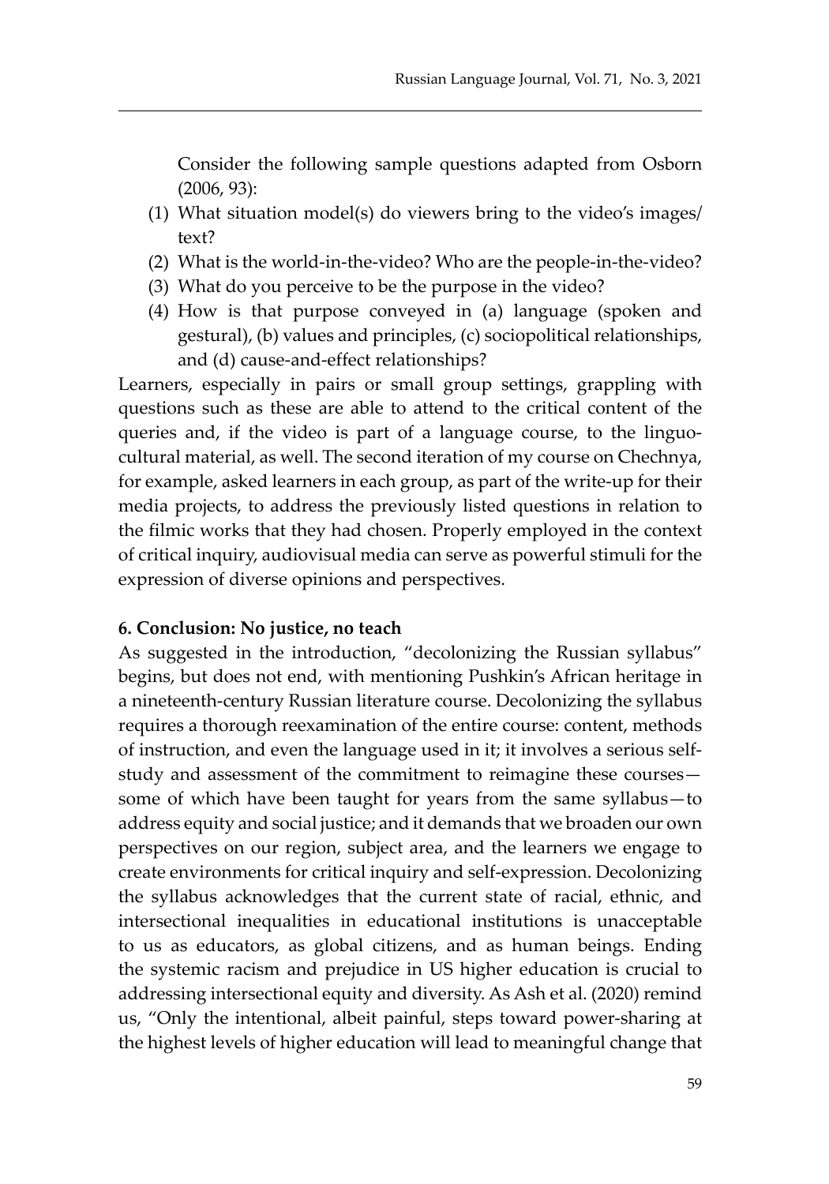Consider the following sample questions adapted from Osborn (2006, 93):

1. What situation model(s) do viewers bring to the video's images/text?
2. What is the world-in-the-video? Who are the people-in-the-video?
3. What do you perceive to be the purpose in the video?
4. How is that purpose conveyed in (a) language (spoken and gestural), (b) values and principles, (c) sociopolitical relationships, and (d) cause-and-effect relationships?

Learners, especially in pairs or small group settings, grappling with questions such as these are able to attend to the critical content of the queries and, if the video is part of a language course, to the linguo-cultural material, as well. The second iteration of my course on Chechnya, for example, asked learners in each group, as part of the write-up for their media projects, to address the previously listed questions in relation to the filmic works that they had chosen. Properly employed in the context of critical inquiry, audiovisual media can serve as powerful stimuli for the expression of diverse opinions and perspectives.

### 6. Conclusion: No justice, no teach

As suggested in the introduction, "decolonizing the Russian syllabus" begins, but does not end, with mentioning Pushkin's African heritage in a nineteenth-century Russian literature course. Decolonizing the syllabus requires a thorough reexamination of the entire course: content, methods of instruction, and even the language used in it; it involves a serious self-study and assessment of the commitment to reimagine these courses—some of which have been taught for years from the same syllabus—to address equity and social justice; and it demands that we broaden our own perspectives on our region, subject area, and the learners we engage to create environments for critical inquiry and self-expression. Decolonizing the syllabus acknowledges that the current state of racial, ethnic, and intersectional inequalities in educational institutions is unacceptable to us as educators, as global citizens, and as human beings. Ending the systemic racism and prejudice in US higher education is crucial to addressing intersectional equity and diversity. As Ash et al. (2020) remind us, "Only the intentional, albeit painful, steps toward power-sharing at the highest levels of higher education will lead to meaningful change that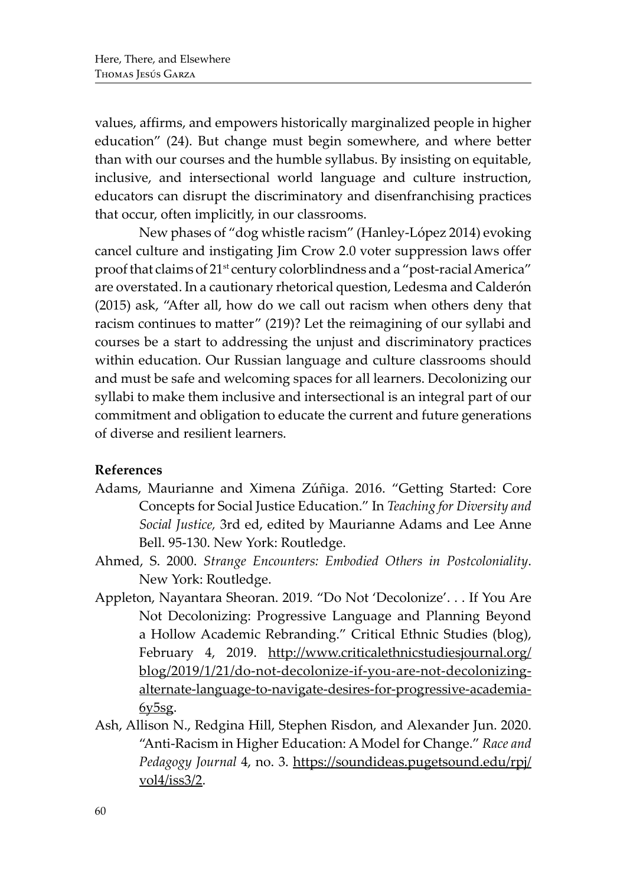values, affirms, and empowers historically marginalized people in higher education" (24). But change must begin somewhere, and where better than with our courses and the humble syllabus. By insisting on equitable, inclusive, and intersectional world language and culture instruction, educators can disrupt the discriminatory and disenfranchising practices that occur, often implicitly, in our classrooms.

New phases of "dog whistle racism" (Hanley-López 2014) evoking cancel culture and instigating Jim Crow 2.0 voter suppression laws offer proof that claims of 21st century colorblindness and a "post-racial America" are overstated. In a cautionary rhetorical question, Ledesma and Calderón (2015) ask, "After all, how do we call out racism when others deny that racism continues to matter" (219)? Let the reimagining of our syllabi and courses be a start to addressing the unjust and discriminatory practices within education. Our Russian language and culture classrooms should and must be safe and welcoming spaces for all learners. Decolonizing our syllabi to make them inclusive and intersectional is an integral part of our commitment and obligation to educate the current and future generations of diverse and resilient learners.

**References**

Adams, Maurianne and Ximena Zúñiga. 2016. "Getting Started: Core Concepts for Social Justice Education." In *Teaching for Diversity and Social Justice,* 3rd ed, edited by Maurianne Adams and Lee Anne Bell. 95-130. New York: Routledge.

Ahmed, S. 2000. *Strange Encounters: Embodied Others in Postcoloniality*. New York: Routledge.

Appleton, Nayantara Sheoran. 2019. "Do Not 'Decolonize'. . . If You Are Not Decolonizing: Progressive Language and Planning Beyond a Hollow Academic Rebranding." Critical Ethnic Studies (blog), February 4, 2019. http://www.criticalethnicstudiesjournal.org/blog/2019/1/21/do-not-decolonize-if-you-are-not-decolonizing-alternate-language-to-navigate-desires-for-progressive-academia-6y5sg.

Ash, Allison N., Redgina Hill, Stephen Risdon, and Alexander Jun. 2020. "Anti-Racism in Higher Education: A Model for Change." *Race and Pedagogy Journal* 4, no. 3. https://soundideas.pugetsound.edu/rpj/vol4/iss3/2.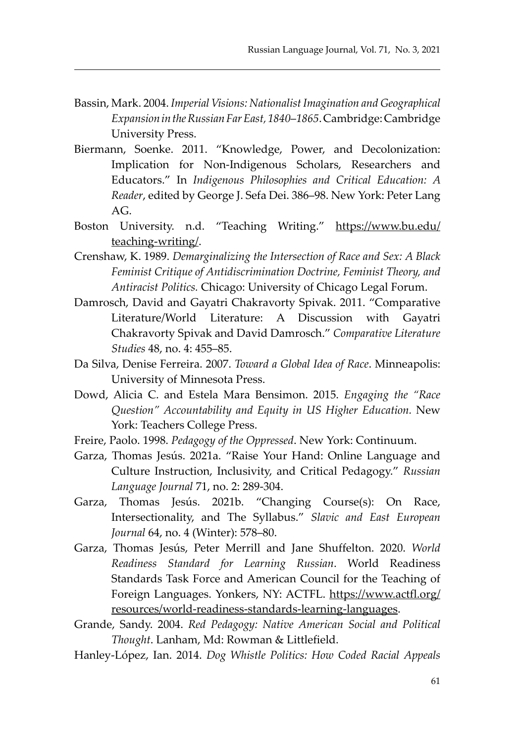Bassin, Mark. 2004. *Imperial Visions: Nationalist Imagination and Geographical Expansion in the Russian Far East, 1840–1865*. Cambridge: Cambridge University Press.

Biermann, Soenke. 2011. "Knowledge, Power, and Decolonization: Implication for Non-Indigenous Scholars, Researchers and Educators." In *Indigenous Philosophies and Critical Education: A Reader*, edited by George J. Sefa Dei. 386–98. New York: Peter Lang AG.

Boston University. n.d. "Teaching Writing." https://www.bu.edu/teaching-writing/.

Crenshaw, K. 1989. *Demarginalizing the Intersection of Race and Sex: A Black Feminist Critique of Antidiscrimination Doctrine, Feminist Theory, and Antiracist Politics.* Chicago: University of Chicago Legal Forum.

Damrosch, David and Gayatri Chakravorty Spivak. 2011. "Comparative Literature/World Literature: A Discussion with Gayatri Chakravorty Spivak and David Damrosch." *Comparative Literature Studies* 48, no. 4: 455–85.

Da Silva, Denise Ferreira. 2007. *Toward a Global Idea of Race*. Minneapolis: University of Minnesota Press.

Dowd, Alicia C. and Estela Mara Bensimon. 2015. *Engaging the "Race Question" Accountability and Equity in US Higher Education.* New York: Teachers College Press.

Freire, Paolo. 1998. *Pedagogy of the Oppressed*. New York: Continuum.

Garza, Thomas Jesús. 2021a. "Raise Your Hand: Online Language and Culture Instruction, Inclusivity, and Critical Pedagogy." *Russian Language Journal* 71, no. 2: 289-304.

Garza, Thomas Jesús. 2021b. "Changing Course(s): On Race, Intersectionality, and The Syllabus." *Slavic and East European Journal* 64, no. 4 (Winter): 578–80.

Garza, Thomas Jesús, Peter Merrill and Jane Shuffelton. 2020. *World Readiness Standard for Learning Russian*. World Readiness Standards Task Force and American Council for the Teaching of Foreign Languages. Yonkers, NY: ACTFL. https://www.actfl.org/resources/world-readiness-standards-learning-languages.

Grande, Sandy. 2004. *Red Pedagogy: Native American Social and Political Thought*. Lanham, Md: Rowman & Littlefield.

Hanley-López, Ian. 2014. *Dog Whistle Politics: How Coded Racial Appeals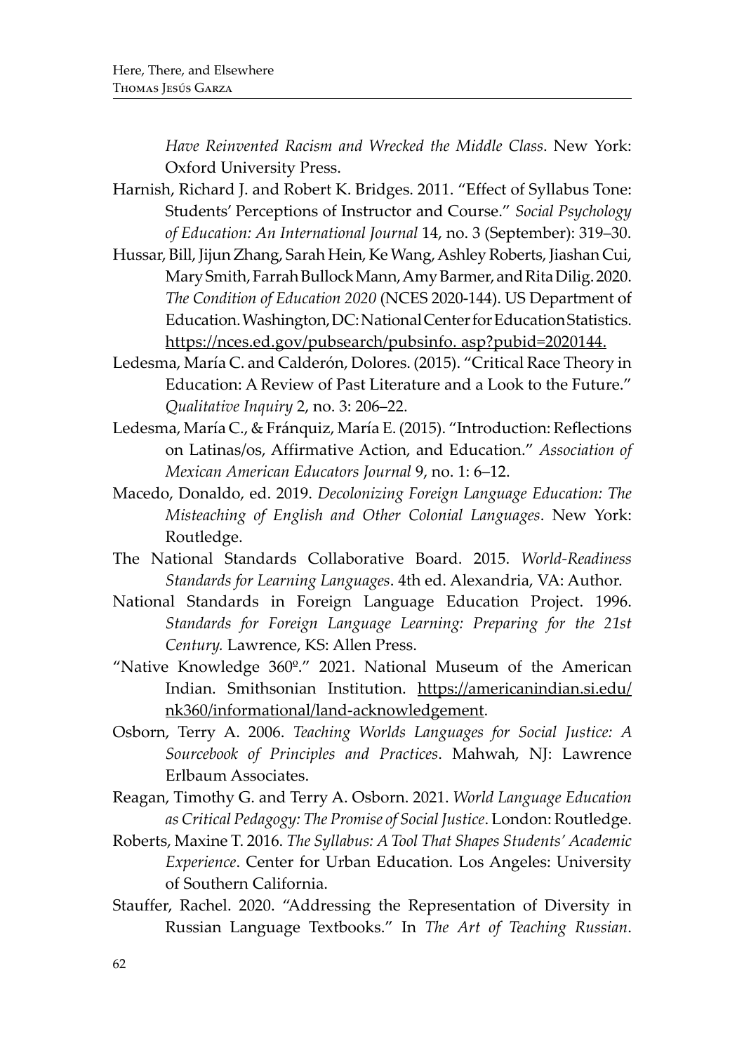*Have Reinvented Racism and Wrecked the Middle Class*. New York: Oxford University Press.

Harnish, Richard J. and Robert K. Bridges. 2011. "Effect of Syllabus Tone: Students' Perceptions of Instructor and Course." *Social Psychology of Education: An International Journal* 14, no. 3 (September): 319–30.

Hussar, Bill, Jijun Zhang, Sarah Hein, Ke Wang, Ashley Roberts, Jiashan Cui, Mary Smith, Farrah Bullock Mann, Amy Barmer, and Rita Dilig. 2020. *The Condition of Education 2020* (NCES 2020-144). US Department of Education. Washington, DC: National Center for Education Statistics. https://nces.ed.gov/pubsearch/pubsinfo. asp?pubid=2020144.

Ledesma, María C. and Calderón, Dolores. (2015). "Critical Race Theory in Education: A Review of Past Literature and a Look to the Future." *Qualitative Inquiry* 2, no. 3: 206–22.

Ledesma, María C., & Fránquiz, María E. (2015). "Introduction: Reflections on Latinas/os, Affirmative Action, and Education." *Association of Mexican American Educators Journal* 9, no. 1: 6–12.

Macedo, Donaldo, ed. 2019. *Decolonizing Foreign Language Education: The Misteaching of English and Other Colonial Languages*. New York: Routledge.

The National Standards Collaborative Board. 2015. *World-Readiness Standards for Learning Languages*. 4th ed. Alexandria, VA: Author.

National Standards in Foreign Language Education Project. 1996. *Standards for Foreign Language Learning: Preparing for the 21st Century.* Lawrence, KS: Allen Press.

"Native Knowledge 360º." 2021. National Museum of the American Indian. Smithsonian Institution. https://americanindian.si.edu/nk360/informational/land-acknowledgement.

Osborn, Terry A. 2006. *Teaching Worlds Languages for Social Justice: A Sourcebook of Principles and Practices*. Mahwah, NJ: Lawrence Erlbaum Associates.

Reagan, Timothy G. and Terry A. Osborn. 2021. *World Language Education as Critical Pedagogy: The Promise of Social Justice*. London: Routledge.

Roberts, Maxine T. 2016. *The Syllabus: A Tool That Shapes Students' Academic Experience*. Center for Urban Education. Los Angeles: University of Southern California.

Stauffer, Rachel. 2020. "Addressing the Representation of Diversity in Russian Language Textbooks." In *The Art of Teaching Russian*.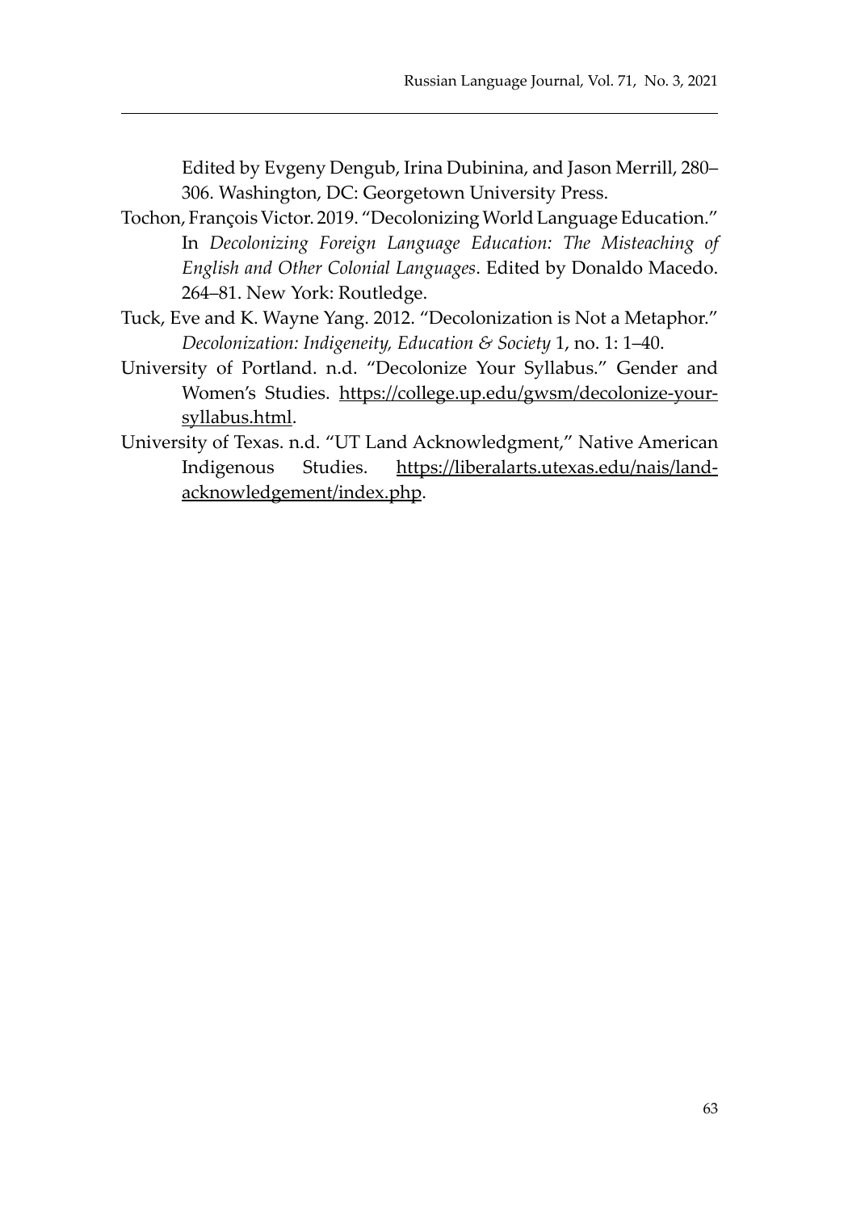Edited by Evgeny Dengub, Irina Dubinina, and Jason Merrill, 280–306. Washington, DC: Georgetown University Press.

Tochon, François Victor. 2019. "Decolonizing World Language Education." In *Decolonizing Foreign Language Education: The Misteaching of English and Other Colonial Languages*. Edited by Donaldo Macedo. 264–81. New York: Routledge.

Tuck, Eve and K. Wayne Yang. 2012. "Decolonization is Not a Metaphor." *Decolonization: Indigeneity, Education & Society* 1, no. 1: 1–40.

University of Portland. n.d. "Decolonize Your Syllabus." Gender and Women's Studies. https://college.up.edu/gwsm/decolonize-your-syllabus.html.

University of Texas. n.d. "UT Land Acknowledgment," Native American Indigenous Studies. https://liberalarts.utexas.edu/nais/land-acknowledgement/index.php.